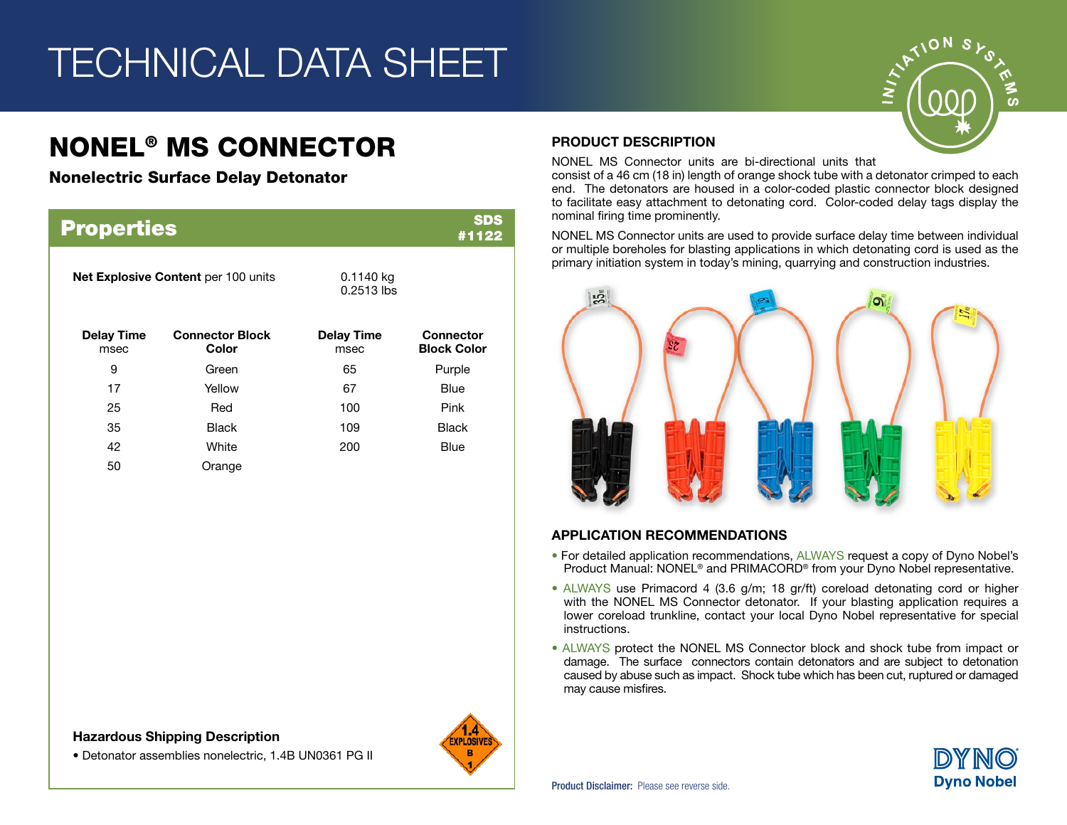# TECHNICAL DATA SHEET

## NONEL® MS CONNECTOR

**Nonelectric Surface Delay Detonator**

## Properties

**SDS #1122**

**Net Explosive Content** per 100 units — 0.1140 kg / 0.2513 lbs

| Delay Time msec | Connector Block Color | Delay Time msec | Connector Block Color |
|---|---|---|---|
| 9 | Green | 65 | Purple |
| 17 | Yellow | 67 | Blue |
| 25 | Red | 100 | Pink |
| 35 | Black | 109 | Black |
| 42 | White | 200 | Blue |
| 50 | Orange | | |

**Hazardous Shipping Description**

- Detonator assemblies nonelectric, 1.4B UN0361 PG II

### PRODUCT DESCRIPTION

NONEL MS Connector units are bi-directional units that consist of a 46 cm (18 in) length of orange shock tube with a detonator crimped to each end. The detonators are housed in a color-coded plastic connector block designed to facilitate easy attachment to detonating cord. Color-coded delay tags display the nominal firing time prominently.

NONEL MS Connector units are used to provide surface delay time between individual or multiple boreholes for blasting applications in which detonating cord is used as the primary initiation system in today's mining, quarrying and construction industries.

### APPLICATION RECOMMENDATIONS

- For detailed application recommendations, ALWAYS request a copy of Dyno Nobel's Product Manual: NONEL® and PRIMACORD® from your Dyno Nobel representative.
- ALWAYS use Primacord 4 (3.6 g/m; 18 gr/ft) coreload detonating cord or higher with the NONEL MS Connector detonator. If your blasting application requires a lower coreload trunkline, contact your local Dyno Nobel representative for special instructions.
- ALWAYS protect the NONEL MS Connector block and shock tube from impact or damage. The surface connectors contain detonators and are subject to detonation caused by abuse such as impact. Shock tube which has been cut, ruptured or damaged may cause misfires.

**Product Disclaimer:** Please see reverse side.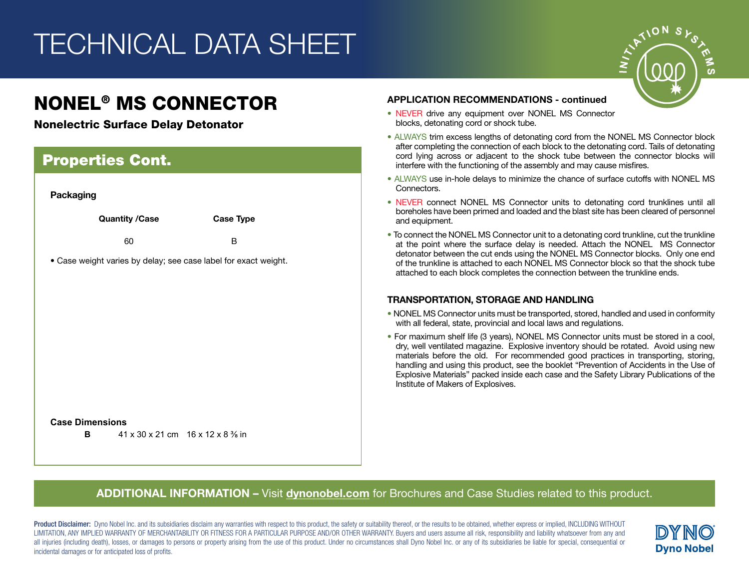# TECHNICAL DATA SHEET

## NONEL® MS CONNECTOR

**Nonelectric Surface Delay Detonator**

### Properties Cont.

**Packaging**

| Quantity /Case | Case Type |
| --- | --- |
| 60 | B |

• Case weight varies by delay; see case label for exact weight.

**Case Dimensions**

**B** 41 x 30 x 21 cm 16 x 12 x 8 ⅜ in

### APPLICATION RECOMMENDATIONS - continued

- NEVER drive any equipment over NONEL MS Connector blocks, detonating cord or shock tube.
- ALWAYS trim excess lengths of detonating cord from the NONEL MS Connector block after completing the connection of each block to the detonating cord. Tails of detonating cord lying across or adjacent to the shock tube between the connector blocks will interfere with the functioning of the assembly and may cause misfires.
- ALWAYS use in-hole delays to minimize the chance of surface cutoffs with NONEL MS Connectors.
- NEVER connect NONEL MS Connector units to detonating cord trunklines until all boreholes have been primed and loaded and the blast site has been cleared of personnel and equipment.
- To connect the NONEL MS Connector unit to a detonating cord trunkline, cut the trunkline at the point where the surface delay is needed. Attach the NONEL MS Connector detonator between the cut ends using the NONEL MS Connector blocks. Only one end of the trunkline is attached to each NONEL MS Connector block so that the shock tube attached to each block completes the connection between the trunkline ends.

### TRANSPORTATION, STORAGE AND HANDLING

- NONEL MS Connector units must be transported, stored, handled and used in conformity with all federal, state, provincial and local laws and regulations.
- For maximum shelf life (3 years), NONEL MS Connector units must be stored in a cool, dry, well ventilated magazine. Explosive inventory should be rotated. Avoid using new materials before the old. For recommended good practices in transporting, storing, handling and using this product, see the booklet “Prevention of Accidents in the Use of Explosive Materials” packed inside each case and the Safety Library Publications of the Institute of Makers of Explosives.

**ADDITIONAL INFORMATION –** Visit **dynonobel.com** for Brochures and Case Studies related to this product.

**Product Disclaimer:** Dyno Nobel Inc. and its subsidiaries disclaim any warranties with respect to this product, the safety or suitability thereof, or the results to be obtained, whether express or implied, INCLUDING WITHOUT LIMITATION, ANY IMPLIED WARRANTY OF MERCHANTABILITY OR FITNESS FOR A PARTICULAR PURPOSE AND/OR OTHER WARRANTY. Buyers and users assume all risk, responsibility and liability whatsoever from any and all injuries (including death), losses, or damages to persons or property arising from the use of this product. Under no circumstances shall Dyno Nobel Inc. or any of its subsidiaries be liable for special, consequential or incidental damages or for anticipated loss of profits.